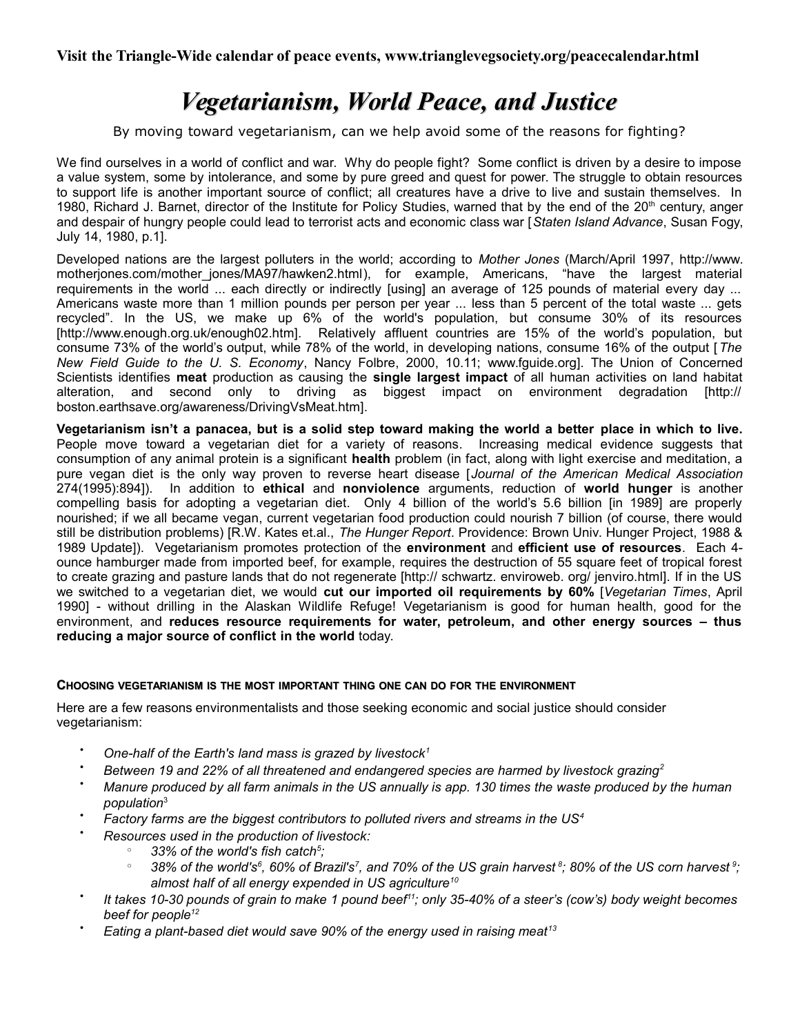**Visit the Triangle-Wide calendar of peace events, www.trianglevegsociety.org/peacecalendar.html**

# *Vegetarianism, World Peace, and Justice*

By moving toward vegetarianism, can we help avoid some of the reasons for fighting?

We find ourselves in a world of conflict and war. Why do people fight? Some conflict is driven by a desire to impose a value system, some by intolerance, and some by pure greed and quest for power. The struggle to obtain resources to support life is another important source of conflict; all creatures have a drive to live and sustain themselves. In 1980, Richard J. Barnet, director of the Institute for Policy Studies, warned that by the end of the 20th century, anger and despair of hungry people could lead to terrorist acts and economic class war [*Staten Island Advance*, Susan Fogy, July 14, 1980, p.1].

Developed nations are the largest polluters in the world; according to *Mother Jones* (March/April 1997, http://www.motherjones.com/mother_jones/MA97/hawken2.html), for example, Americans, "have the largest material requirements in the world ... each directly or indirectly [using] an average of 125 pounds of material every day ... Americans waste more than 1 million pounds per person per year ... less than 5 percent of the total waste ... gets recycled". In the US, we make up 6% of the world's population, but consume 30% of its resources [http://www.enough.org.uk/enough02.htm]. Relatively affluent countries are 15% of the world's population, but consume 73% of the world's output, while 78% of the world, in developing nations, consume 16% of the output [*The New Field Guide to the U. S. Economy*, Nancy Folbre, 2000, 10.11; www.fguide.org]. The Union of Concerned Scientists identifies **meat** production as causing the **single largest impact** of all human activities on land habitat alteration, and second only to driving as biggest impact on environment degradation [http://boston.earthsave.org/awareness/DrivingVsMeat.htm].

**Vegetarianism isn't a panacea, but is a solid step toward making the world a better place in which to live.** People move toward a vegetarian diet for a variety of reasons. Increasing medical evidence suggests that consumption of any animal protein is a significant **health** problem (in fact, along with light exercise and meditation, a pure vegan diet is the only way proven to reverse heart disease [*Journal of the American Medical Association* 274(1995):894]). In addition to **ethical** and **nonviolence** arguments, reduction of **world hunger** is another compelling basis for adopting a vegetarian diet. Only 4 billion of the world's 5.6 billion [in 1989] are properly nourished; if we all became vegan, current vegetarian food production could nourish 7 billion (of course, there would still be distribution problems) [R.W. Kates et.al., *The Hunger Report*. Providence: Brown Univ. Hunger Project, 1988 & 1989 Update]). Vegetarianism promotes protection of the **environment** and **efficient use of resources**. Each 4-ounce hamburger made from imported beef, for example, requires the destruction of 55 square feet of tropical forest to create grazing and pasture lands that do not regenerate [http:// schwartz. enviroweb. org/ jenviro.html]. If in the US we switched to a vegetarian diet, we would **cut our imported oil requirements by 60%** [*Vegetarian Times*, April 1990] - without drilling in the Alaskan Wildlife Refuge! Vegetarianism is good for human health, good for the environment, and **reduces resource requirements for water, petroleum, and other energy sources – thus reducing a major source of conflict in the world** today.

#### CHOOSING VEGETARIANISM IS THE MOST IMPORTANT THING ONE CAN DO FOR THE ENVIRONMENT

Here are a few reasons environmentalists and those seeking economic and social justice should consider vegetarianism:

- *One-half of the Earth's land mass is grazed by livestock*[1]
- *Between 19 and 22% of all threatened and endangered species are harmed by livestock grazing*[2]
- *Manure produced by all farm animals in the US annually is app. 130 times the waste produced by the human population*[3]
- *Factory farms are the biggest contributors to polluted rivers and streams in the US*[4]
- *Resources used in the production of livestock:*
  - *33% of the world's fish catch*[5]*;*
  - *38% of the world's*[6]*, 60% of Brazil's*[7]*, and 70% of the US grain harvest*[8]*; 80% of the US corn harvest*[9]*; almost half of all energy expended in US agriculture*[10]
- *It takes 10-30 pounds of grain to make 1 pound beef*[11]*; only 35-40% of a steer's (cow's) body weight becomes beef for people*[12]
- *Eating a plant-based diet would save 90% of the energy used in raising meat*[13]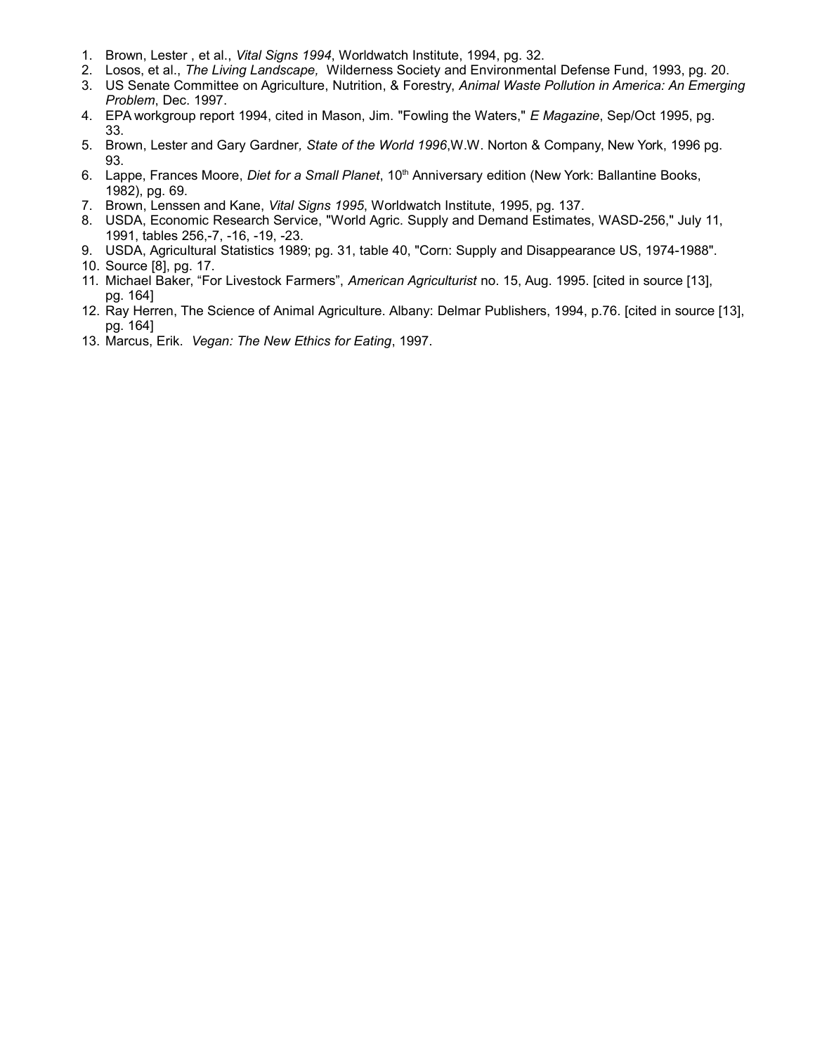1. Brown, Lester , et al., *Vital Signs 1994*, Worldwatch Institute, 1994, pg. 32.
2. Losos, et al., *The Living Landscape,* Wilderness Society and Environmental Defense Fund, 1993, pg. 20.
3. US Senate Committee on Agriculture, Nutrition, & Forestry, *Animal Waste Pollution in America: An Emerging Problem*, Dec. 1997.
4. EPA workgroup report 1994, cited in Mason, Jim. "Fowling the Waters," *E Magazine*, Sep/Oct 1995, pg. 33.
5. Brown, Lester and Gary Gardner*, State of the World 1996*,W.W. Norton & Company, New York, 1996 pg. 93.
6. Lappe, Frances Moore, *Diet for a Small Planet*, 10th Anniversary edition (New York: Ballantine Books, 1982), pg. 69.
7. Brown, Lenssen and Kane, *Vital Signs 1995*, Worldwatch Institute, 1995, pg. 137.
8. USDA, Economic Research Service, "World Agric. Supply and Demand Estimates, WASD-256," July 11, 1991, tables 256,-7, -16, -19, -23.
9. USDA, Agricultural Statistics 1989; pg. 31, table 40, "Corn: Supply and Disappearance US, 1974-1988".
10. Source [8], pg. 17.
11. Michael Baker, "For Livestock Farmers", *American Agriculturist* no. 15, Aug. 1995. [cited in source [13], pg. 164]
12. Ray Herren, The Science of Animal Agriculture. Albany: Delmar Publishers, 1994, p.76. [cited in source [13], pg. 164]
13. Marcus, Erik. *Vegan: The New Ethics for Eating*, 1997.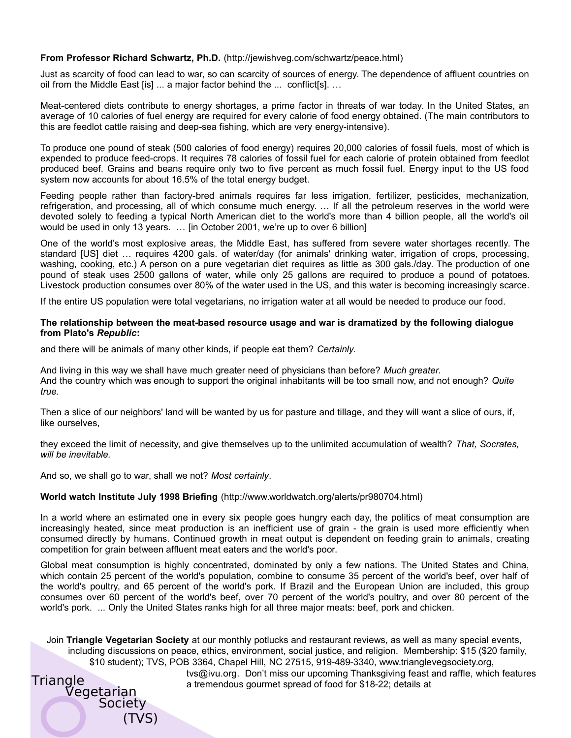**From Professor Richard Schwartz, Ph.D.** (http://jewishveg.com/schwartz/peace.html)

Just as scarcity of food can lead to war, so can scarcity of sources of energy. The dependence of affluent countries on oil from the Middle East [is] ... a major factor behind the ... conflict[s]. …

Meat-centered diets contribute to energy shortages, a prime factor in threats of war today. In the United States, an average of 10 calories of fuel energy are required for every calorie of food energy obtained. (The main contributors to this are feedlot cattle raising and deep-sea fishing, which are very energy-intensive).

To produce one pound of steak (500 calories of food energy) requires 20,000 calories of fossil fuels, most of which is expended to produce feed-crops. It requires 78 calories of fossil fuel for each calorie of protein obtained from feedlot produced beef. Grains and beans require only two to five percent as much fossil fuel. Energy input to the US food system now accounts for about 16.5% of the total energy budget.

Feeding people rather than factory-bred animals requires far less irrigation, fertilizer, pesticides, mechanization, refrigeration, and processing, all of which consume much energy. … If all the petroleum reserves in the world were devoted solely to feeding a typical North American diet to the world's more than 4 billion people, all the world's oil would be used in only 13 years. … [in October 2001, we're up to over 6 billion]

One of the world's most explosive areas, the Middle East, has suffered from severe water shortages recently. The standard [US] diet … requires 4200 gals. of water/day (for animals' drinking water, irrigation of crops, processing, washing, cooking, etc.) A person on a pure vegetarian diet requires as little as 300 gals./day. The production of one pound of steak uses 2500 gallons of water, while only 25 gallons are required to produce a pound of potatoes. Livestock production consumes over 80% of the water used in the US, and this water is becoming increasingly scarce.

If the entire US population were total vegetarians, no irrigation water at all would be needed to produce our food.

**The relationship between the meat-based resource usage and war is dramatized by the following dialogue from Plato's *Republic*:**

and there will be animals of many other kinds, if people eat them? *Certainly.*

And living in this way we shall have much greater need of physicians than before? *Much greater.*
And the country which was enough to support the original inhabitants will be too small now, and not enough? *Quite true.*

Then a slice of our neighbors' land will be wanted by us for pasture and tillage, and they will want a slice of ours, if, like ourselves,

they exceed the limit of necessity, and give themselves up to the unlimited accumulation of wealth? *That, Socrates, will be inevitable.*

And so, we shall go to war, shall we not? *Most certainly*.

**World watch Institute July 1998 Briefing** (http://www.worldwatch.org/alerts/pr980704.html)

In a world where an estimated one in every six people goes hungry each day, the politics of meat consumption are increasingly heated, since meat production is an inefficient use of grain - the grain is used more efficiently when consumed directly by humans. Continued growth in meat output is dependent on feeding grain to animals, creating competition for grain between affluent meat eaters and the world's poor.

Global meat consumption is highly concentrated, dominated by only a few nations. The United States and China, which contain 25 percent of the world's population, combine to consume 35 percent of the world's beef, over half of the world's poultry, and 65 percent of the world's pork. If Brazil and the European Union are included, this group consumes over 60 percent of the world's beef, over 70 percent of the world's poultry, and over 80 percent of the world's pork. ... Only the United States ranks high for all three major meats: beef, pork and chicken.

Join **Triangle Vegetarian Society** at our monthly potlucks and restaurant reviews, as well as many special events, including discussions on peace, ethics, environment, social justice, and religion. Membership: $15 ($20 family, $10 student); TVS, POB 3364, Chapel Hill, NC 27515, 919-489-3340, www.trianglevegsociety.org, tvs@ivu.org. Don't miss our upcoming Thanksgiving feast and raffle, which features a tremendous gourmet spread of food for $18-22; details at

Triangle Vegetarian Society (TVS)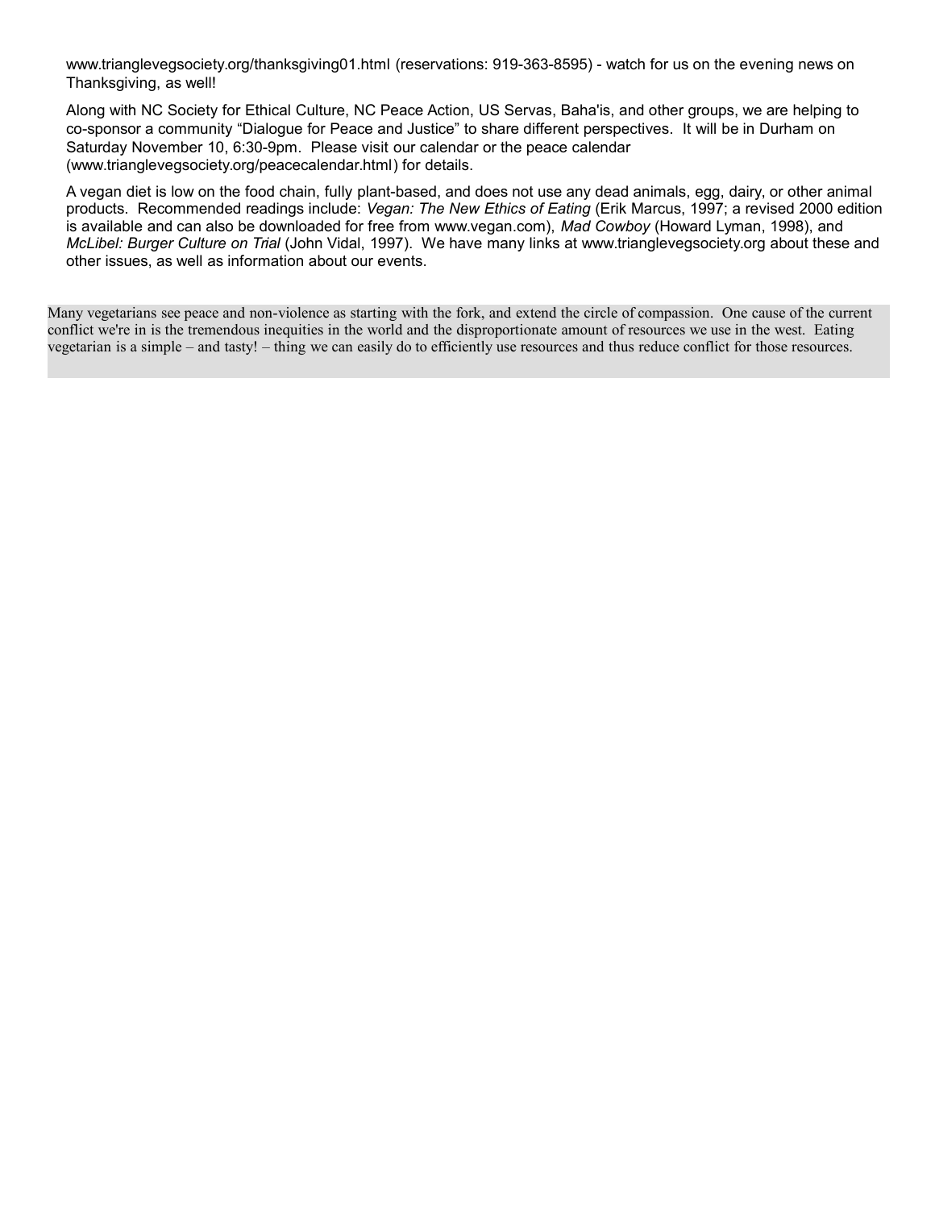www.trianglevegsociety.org/thanksgiving01.html (reservations: 919-363-8595) - watch for us on the evening news on Thanksgiving, as well!

Along with NC Society for Ethical Culture, NC Peace Action, US Servas, Baha'is, and other groups, we are helping to co-sponsor a community "Dialogue for Peace and Justice" to share different perspectives. It will be in Durham on Saturday November 10, 6:30-9pm. Please visit our calendar or the peace calendar (www.trianglevegsociety.org/peacecalendar.html) for details.

A vegan diet is low on the food chain, fully plant-based, and does not use any dead animals, egg, dairy, or other animal products. Recommended readings include: *Vegan: The New Ethics of Eating* (Erik Marcus, 1997; a revised 2000 edition is available and can also be downloaded for free from www.vegan.com), *Mad Cowboy* (Howard Lyman, 1998), and *McLibel: Burger Culture on Trial* (John Vidal, 1997). We have many links at www.trianglevegsociety.org about these and other issues, as well as information about our events.

Many vegetarians see peace and non-violence as starting with the fork, and extend the circle of compassion. One cause of the current conflict we're in is the tremendous inequities in the world and the disproportionate amount of resources we use in the west. Eating vegetarian is a simple – and tasty! – thing we can easily do to efficiently use resources and thus reduce conflict for those resources.